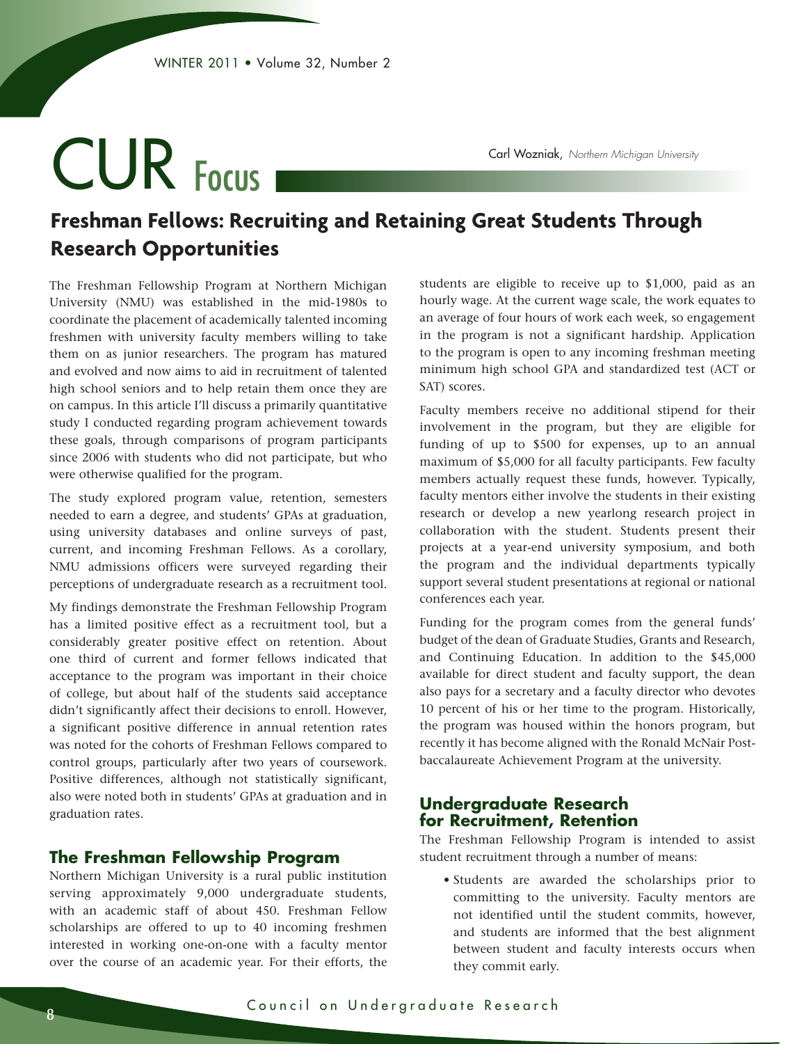# CUR Focus

Carl Wozniak, *Northern Michigan University*

## Freshman Fellows: Recruiting and Retaining Great Students Through Research Opportunities

The Freshman Fellowship Program at Northern Michigan University (NMU) was established in the mid-1980s to coordinate the placement of academically talented incoming freshmen with university faculty members willing to take them on as junior researchers. The program has matured and evolved and now aims to aid in recruitment of talented high school seniors and to help retain them once they are on campus. In this article I'll discuss a primarily quantitative study I conducted regarding program achievement towards these goals, through comparisons of program participants since 2006 with students who did not participate, but who were otherwise qualified for the program.

The study explored program value, retention, semesters needed to earn a degree, and students' GPAs at graduation, using university databases and online surveys of past, current, and incoming Freshman Fellows. As a corollary, NMU admissions officers were surveyed regarding their perceptions of undergraduate research as a recruitment tool.

My findings demonstrate the Freshman Fellowship Program has a limited positive effect as a recruitment tool, but a considerably greater positive effect on retention. About one third of current and former fellows indicated that acceptance to the program was important in their choice of college, but about half of the students said acceptance didn't significantly affect their decisions to enroll. However, a significant positive difference in annual retention rates was noted for the cohorts of Freshman Fellows compared to control groups, particularly after two years of coursework. Positive differences, although not statistically significant, also were noted both in students' GPAs at graduation and in graduation rates.

### The Freshman Fellowship Program

Northern Michigan University is a rural public institution serving approximately 9,000 undergraduate students, with an academic staff of about 450. Freshman Fellow scholarships are offered to up to 40 incoming freshmen interested in working one-on-one with a faculty mentor over the course of an academic year. For their efforts, the students are eligible to receive up to $1,000, paid as an hourly wage. At the current wage scale, the work equates to an average of four hours of work each week, so engagement in the program is not a significant hardship. Application to the program is open to any incoming freshman meeting minimum high school GPA and standardized test (ACT or SAT) scores.

Faculty members receive no additional stipend for their involvement in the program, but they are eligible for funding of up to $500 for expenses, up to an annual maximum of $5,000 for all faculty participants. Few faculty members actually request these funds, however. Typically, faculty mentors either involve the students in their existing research or develop a new yearlong research project in collaboration with the student. Students present their projects at a year-end university symposium, and both the program and the individual departments typically support several student presentations at regional or national conferences each year.

Funding for the program comes from the general funds' budget of the dean of Graduate Studies, Grants and Research, and Continuing Education. In addition to the $45,000 available for direct student and faculty support, the dean also pays for a secretary and a faculty director who devotes 10 percent of his or her time to the program. Historically, the program was housed within the honors program, but recently it has become aligned with the Ronald McNair Post-baccalaureate Achievement Program at the university.

### Undergraduate Research for Recruitment, Retention

The Freshman Fellowship Program is intended to assist student recruitment through a number of means:

- Students are awarded the scholarships prior to committing to the university. Faculty mentors are not identified until the student commits, however, and students are informed that the best alignment between student and faculty interests occurs when they commit early.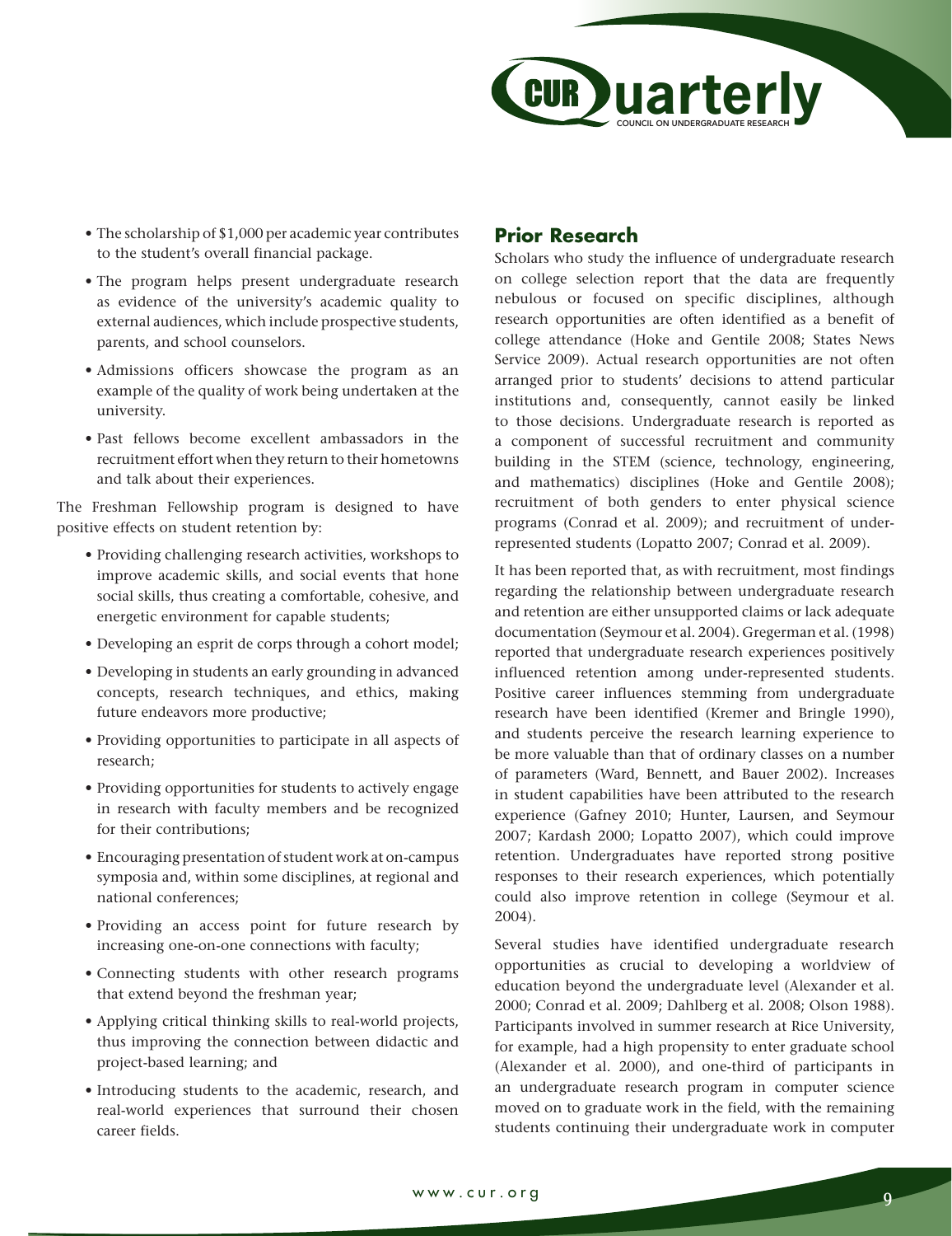- The scholarship of $1,000 per academic year contributes to the student's overall financial package.
- The program helps present undergraduate research as evidence of the university's academic quality to external audiences, which include prospective students, parents, and school counselors.
- Admissions officers showcase the program as an example of the quality of work being undertaken at the university.
- Past fellows become excellent ambassadors in the recruitment effort when they return to their hometowns and talk about their experiences.

The Freshman Fellowship program is designed to have positive effects on student retention by:

- Providing challenging research activities, workshops to improve academic skills, and social events that hone social skills, thus creating a comfortable, cohesive, and energetic environment for capable students;
- Developing an esprit de corps through a cohort model;
- Developing in students an early grounding in advanced concepts, research techniques, and ethics, making future endeavors more productive;
- Providing opportunities to participate in all aspects of research;
- Providing opportunities for students to actively engage in research with faculty members and be recognized for their contributions;
- Encouraging presentation of student work at on-campus symposia and, within some disciplines, at regional and national conferences;
- Providing an access point for future research by increasing one-on-one connections with faculty;
- Connecting students with other research programs that extend beyond the freshman year;
- Applying critical thinking skills to real-world projects, thus improving the connection between didactic and project-based learning; and
- Introducing students to the academic, research, and real-world experiences that surround their chosen career fields.

## Prior Research

Scholars who study the influence of undergraduate research on college selection report that the data are frequently nebulous or focused on specific disciplines, although research opportunities are often identified as a benefit of college attendance (Hoke and Gentile 2008; States News Service 2009). Actual research opportunities are not often arranged prior to students' decisions to attend particular institutions and, consequently, cannot easily be linked to those decisions. Undergraduate research is reported as a component of successful recruitment and community building in the STEM (science, technology, engineering, and mathematics) disciplines (Hoke and Gentile 2008); recruitment of both genders to enter physical science programs (Conrad et al. 2009); and recruitment of under-represented students (Lopatto 2007; Conrad et al. 2009).

It has been reported that, as with recruitment, most findings regarding the relationship between undergraduate research and retention are either unsupported claims or lack adequate documentation (Seymour et al. 2004). Gregerman et al. (1998) reported that undergraduate research experiences positively influenced retention among under-represented students. Positive career influences stemming from undergraduate research have been identified (Kremer and Bringle 1990), and students perceive the research learning experience to be more valuable than that of ordinary classes on a number of parameters (Ward, Bennett, and Bauer 2002). Increases in student capabilities have been attributed to the research experience (Gafney 2010; Hunter, Laursen, and Seymour 2007; Kardash 2000; Lopatto 2007), which could improve retention. Undergraduates have reported strong positive responses to their research experiences, which potentially could also improve retention in college (Seymour et al. 2004).

Several studies have identified undergraduate research opportunities as crucial to developing a worldview of education beyond the undergraduate level (Alexander et al. 2000; Conrad et al. 2009; Dahlberg et al. 2008; Olson 1988). Participants involved in summer research at Rice University, for example, had a high propensity to enter graduate school (Alexander et al. 2000), and one-third of participants in an undergraduate research program in computer science moved on to graduate work in the field, with the remaining students continuing their undergraduate work in computer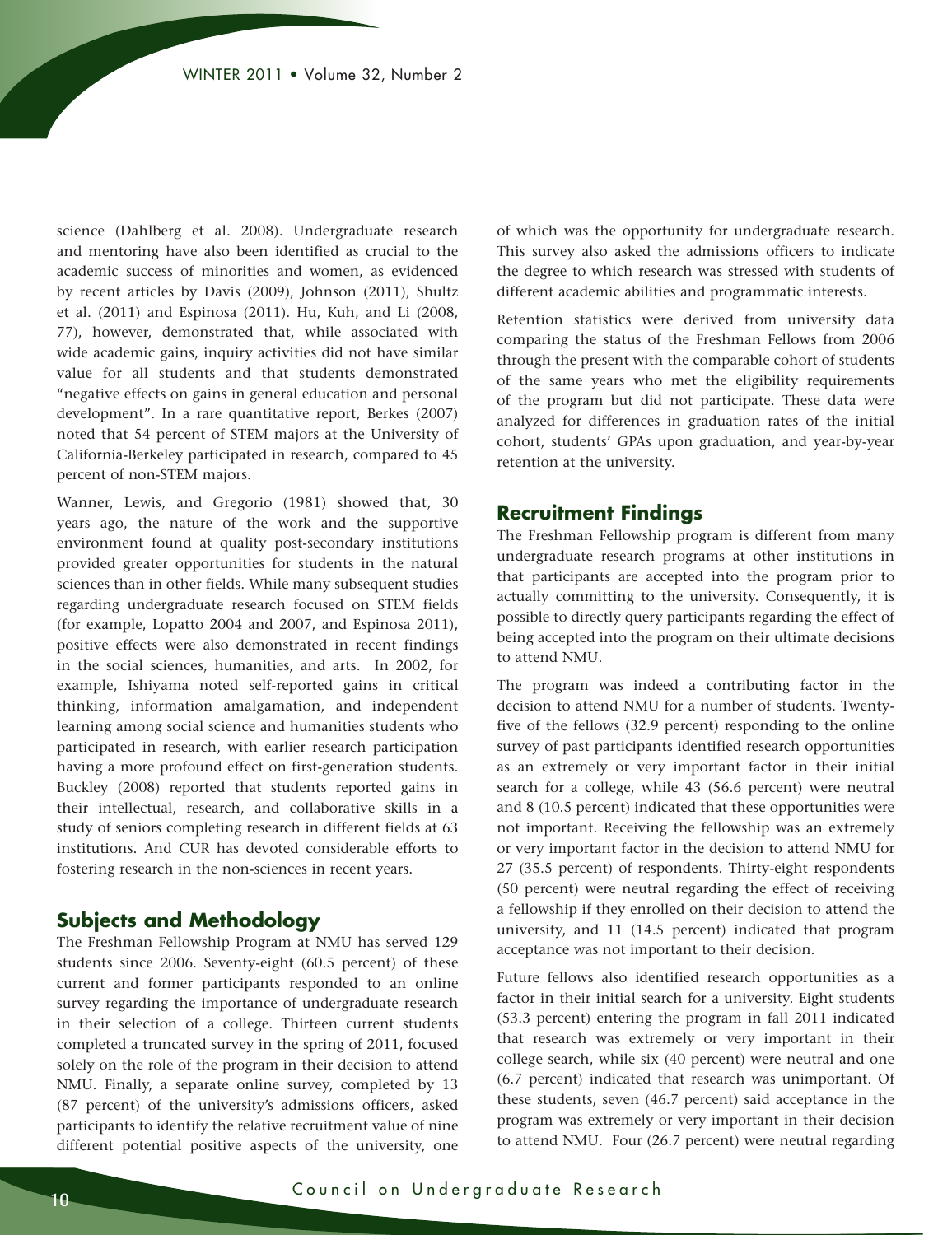science (Dahlberg et al. 2008). Undergraduate research and mentoring have also been identified as crucial to the academic success of minorities and women, as evidenced by recent articles by Davis (2009), Johnson (2011), Shultz et al. (2011) and Espinosa (2011). Hu, Kuh, and Li (2008, 77), however, demonstrated that, while associated with wide academic gains, inquiry activities did not have similar value for all students and that students demonstrated "negative effects on gains in general education and personal development". In a rare quantitative report, Berkes (2007) noted that 54 percent of STEM majors at the University of California-Berkeley participated in research, compared to 45 percent of non-STEM majors.

Wanner, Lewis, and Gregorio (1981) showed that, 30 years ago, the nature of the work and the supportive environment found at quality post-secondary institutions provided greater opportunities for students in the natural sciences than in other fields. While many subsequent studies regarding undergraduate research focused on STEM fields (for example, Lopatto 2004 and 2007, and Espinosa 2011), positive effects were also demonstrated in recent findings in the social sciences, humanities, and arts. In 2002, for example, Ishiyama noted self-reported gains in critical thinking, information amalgamation, and independent learning among social science and humanities students who participated in research, with earlier research participation having a more profound effect on first-generation students. Buckley (2008) reported that students reported gains in their intellectual, research, and collaborative skills in a study of seniors completing research in different fields at 63 institutions. And CUR has devoted considerable efforts to fostering research in the non-sciences in recent years.

## Subjects and Methodology

The Freshman Fellowship Program at NMU has served 129 students since 2006. Seventy-eight (60.5 percent) of these current and former participants responded to an online survey regarding the importance of undergraduate research in their selection of a college. Thirteen current students completed a truncated survey in the spring of 2011, focused solely on the role of the program in their decision to attend NMU. Finally, a separate online survey, completed by 13 (87 percent) of the university's admissions officers, asked participants to identify the relative recruitment value of nine different potential positive aspects of the university, one of which was the opportunity for undergraduate research. This survey also asked the admissions officers to indicate the degree to which research was stressed with students of different academic abilities and programmatic interests.

Retention statistics were derived from university data comparing the status of the Freshman Fellows from 2006 through the present with the comparable cohort of students of the same years who met the eligibility requirements of the program but did not participate. These data were analyzed for differences in graduation rates of the initial cohort, students' GPAs upon graduation, and year-by-year retention at the university.

## Recruitment Findings

The Freshman Fellowship program is different from many undergraduate research programs at other institutions in that participants are accepted into the program prior to actually committing to the university. Consequently, it is possible to directly query participants regarding the effect of being accepted into the program on their ultimate decisions to attend NMU.

The program was indeed a contributing factor in the decision to attend NMU for a number of students. Twenty-five of the fellows (32.9 percent) responding to the online survey of past participants identified research opportunities as an extremely or very important factor in their initial search for a college, while 43 (56.6 percent) were neutral and 8 (10.5 percent) indicated that these opportunities were not important. Receiving the fellowship was an extremely or very important factor in the decision to attend NMU for 27 (35.5 percent) of respondents. Thirty-eight respondents (50 percent) were neutral regarding the effect of receiving a fellowship if they enrolled on their decision to attend the university, and 11 (14.5 percent) indicated that program acceptance was not important to their decision.

Future fellows also identified research opportunities as a factor in their initial search for a university. Eight students (53.3 percent) entering the program in fall 2011 indicated that research was extremely or very important in their college search, while six (40 percent) were neutral and one (6.7 percent) indicated that research was unimportant. Of these students, seven (46.7 percent) said acceptance in the program was extremely or very important in their decision to attend NMU. Four (26.7 percent) were neutral regarding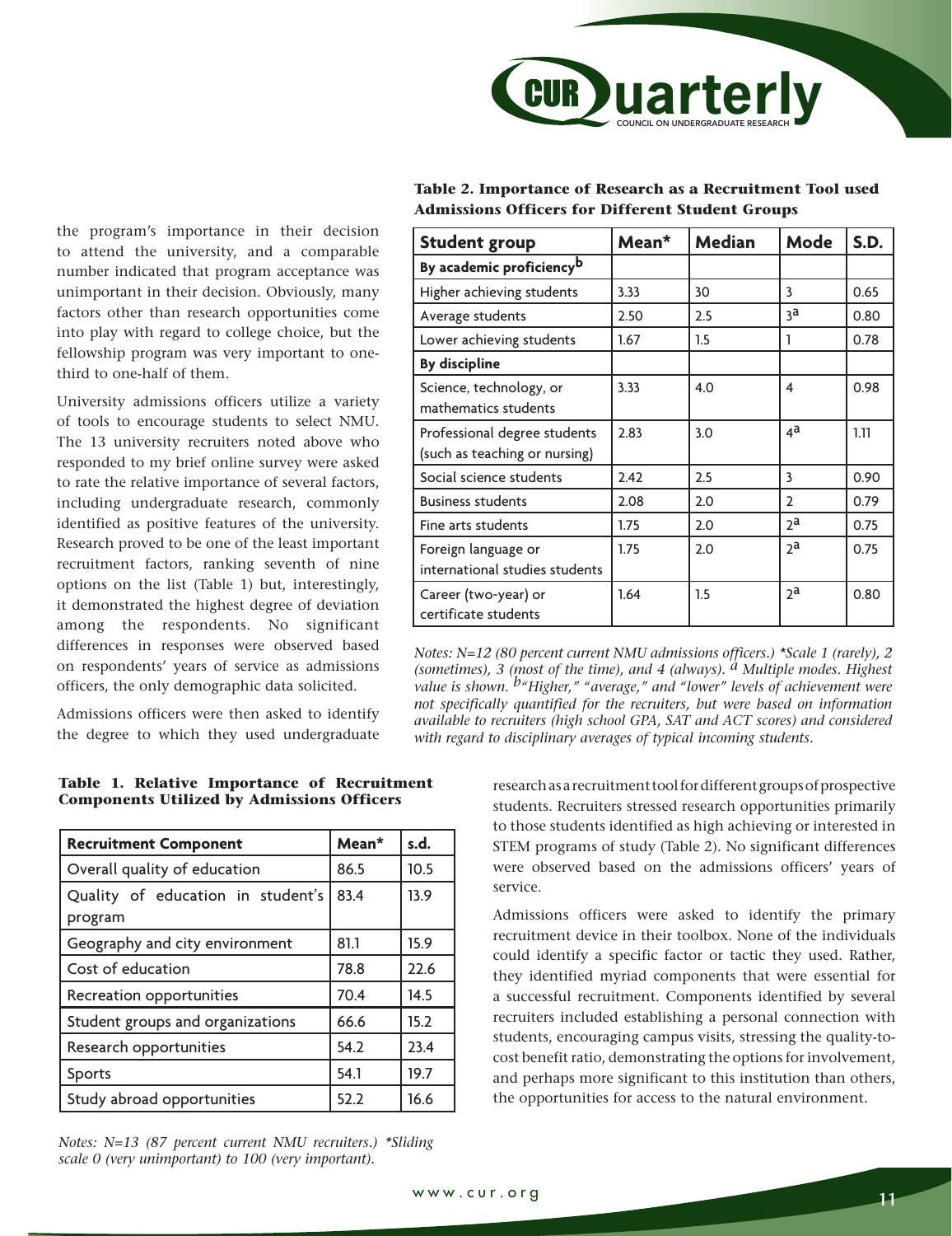the program's importance in their decision to attend the university, and a comparable number indicated that program acceptance was unimportant in their decision. Obviously, many factors other than research opportunities come into play with regard to college choice, but the fellowship program was very important to one-third to one-half of them.

University admissions officers utilize a variety of tools to encourage students to select NMU. The 13 university recruiters noted above who responded to my brief online survey were asked to rate the relative importance of several factors, including undergraduate research, commonly identified as positive features of the university. Research proved to be one of the least important recruitment factors, ranking seventh of nine options on the list (Table 1) but, interestingly, it demonstrated the highest degree of deviation among the respondents. No significant differences in responses were observed based on respondents' years of service as admissions officers, the only demographic data solicited.

Admissions officers were then asked to identify the degree to which they used undergraduate research as a recruitment tool for different groups of prospective students. Recruiters stressed research opportunities primarily to those students identified as high achieving or interested in STEM programs of study (Table 2). No significant differences were observed based on the admissions officers' years of service.

Admissions officers were asked to identify the primary recruitment device in their toolbox. None of the individuals could identify a specific factor or tactic they used. Rather, they identified myriad components that were essential for a successful recruitment. Components identified by several recruiters included establishing a personal connection with students, encouraging campus visits, stressing the quality-to-cost benefit ratio, demonstrating the options for involvement, and perhaps more significant to this institution than others, the opportunities for access to the natural environment.

**Table 1. Relative Importance of Recruitment Components Utilized by Admissions Officers**

| Recruitment Component | Mean* | s.d. |
|---|---|---|
| Overall quality of education | 86.5 | 10.5 |
| Quality of education in student's program | 83.4 | 13.9 |
| Geography and city environment | 81.1 | 15.9 |
| Cost of education | 78.8 | 22.6 |
| Recreation opportunities | 70.4 | 14.5 |
| Student groups and organizations | 66.6 | 15.2 |
| Research opportunities | 54.2 | 23.4 |
| Sports | 54.1 | 19.7 |
| Study abroad opportunities | 52.2 | 16.6 |

*Notes: N=13 (87 percent current NMU recruiters.) *Sliding scale 0 (very unimportant) to 100 (very important).*

**Table 2. Importance of Research as a Recruitment Tool used Admissions Officers for Different Student Groups**

| Student group | Mean* | Median | Mode | S.D. |
|---|---|---|---|---|
| **By academic proficiency[b]** | | | | |
| Higher achieving students | 3.33 | 30 | 3 | 0.65 |
| Average students | 2.50 | 2.5 | 3[a] | 0.80 |
| Lower achieving students | 1.67 | 1.5 | 1 | 0.78 |
| **By discipline** | | | | |
| Science, technology, or mathematics students | 3.33 | 4.0 | 4 | 0.98 |
| Professional degree students (such as teaching or nursing) | 2.83 | 3.0 | 4[a] | 1.11 |
| Social science students | 2.42 | 2.5 | 3 | 0.90 |
| Business students | 2.08 | 2.0 | 2 | 0.79 |
| Fine arts students | 1.75 | 2.0 | 2[a] | 0.75 |
| Foreign language or international studies students | 1.75 | 2.0 | 2[a] | 0.75 |
| Career (two-year) or certificate students | 1.64 | 1.5 | 2[a] | 0.80 |

*Notes: N=12 (80 percent current NMU admissions officers.) *Scale 1 (rarely), 2 (sometimes), 3 (most of the time), and 4 (always). [a] Multiple modes. Highest value is shown. [b]"Higher," "average," and "lower" levels of achievement were not specifically quantified for the recruiters, but were based on information available to recruiters (high school GPA, SAT and ACT scores) and considered with regard to disciplinary averages of typical incoming students.*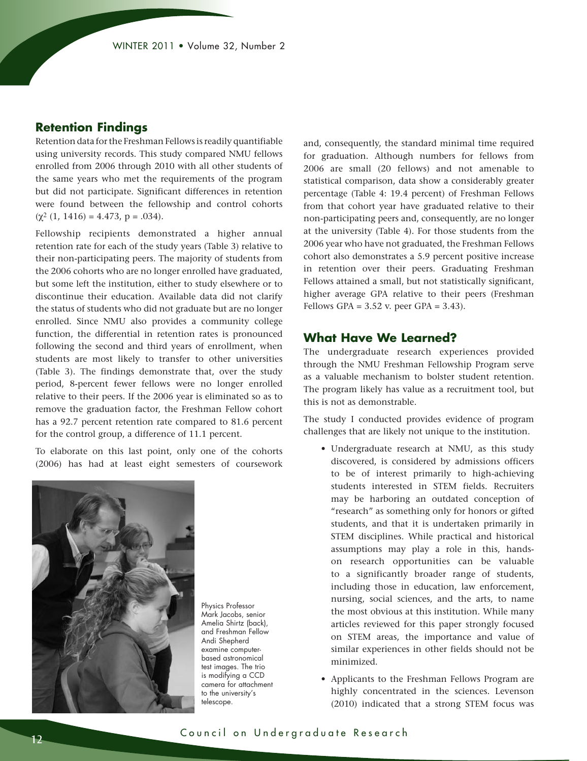## Retention Findings

Retention data for the Freshman Fellows is readily quantifiable using university records. This study compared NMU fellows enrolled from 2006 through 2010 with all other students of the same years who met the requirements of the program but did not participate. Significant differences in retention were found between the fellowship and control cohorts ($\chi^2$ (1, 1416) = 4.473, p = .034).

Fellowship recipients demonstrated a higher annual retention rate for each of the study years (Table 3) relative to their non-participating peers. The majority of students from the 2006 cohorts who are no longer enrolled have graduated, but some left the institution, either to study elsewhere or to discontinue their education. Available data did not clarify the status of students who did not graduate but are no longer enrolled. Since NMU also provides a community college function, the differential in retention rates is pronounced following the second and third years of enrollment, when students are most likely to transfer to other universities (Table 3). The findings demonstrate that, over the study period, 8-percent fewer fellows were no longer enrolled relative to their peers. If the 2006 year is eliminated so as to remove the graduation factor, the Freshman Fellow cohort has a 92.7 percent retention rate compared to 81.6 percent for the control group, a difference of 11.1 percent.

To elaborate on this last point, only one of the cohorts (2006) has had at least eight semesters of coursework and, consequently, the standard minimal time required for graduation. Although numbers for fellows from 2006 are small (20 fellows) and not amenable to statistical comparison, data show a considerably greater percentage (Table 4: 19.4 percent) of Freshman Fellows from that cohort year have graduated relative to their non-participating peers and, consequently, are no longer at the university (Table 4). For those students from the 2006 year who have not graduated, the Freshman Fellows cohort also demonstrates a 5.9 percent positive increase in retention over their peers. Graduating Freshman Fellows attained a small, but not statistically significant, higher average GPA relative to their peers (Freshman Fellows GPA = 3.52 v. peer GPA = 3.43).

Physics Professor Mark Jacobs, senior Amelia Shirtz (back), and Freshman Fellow Andi Shepherd examine computer-based astronomical test images. The trio is modifying a CCD camera for attachment to the university's telescope.

## What Have We Learned?

The undergraduate research experiences provided through the NMU Freshman Fellowship Program serve as a valuable mechanism to bolster student retention. The program likely has value as a recruitment tool, but this is not as demonstrable.

The study I conducted provides evidence of program challenges that are likely not unique to the institution.

- Undergraduate research at NMU, as this study discovered, is considered by admissions officers to be of interest primarily to high-achieving students interested in STEM fields. Recruiters may be harboring an outdated conception of "research" as something only for honors or gifted students, and that it is undertaken primarily in STEM disciplines. While practical and historical assumptions may play a role in this, hands-on research opportunities can be valuable to a significantly broader range of students, including those in education, law enforcement, nursing, social sciences, and the arts, to name the most obvious at this institution. While many articles reviewed for this paper strongly focused on STEM areas, the importance and value of similar experiences in other fields should not be minimized.
- Applicants to the Freshman Fellows Program are highly concentrated in the sciences. Levenson (2010) indicated that a strong STEM focus was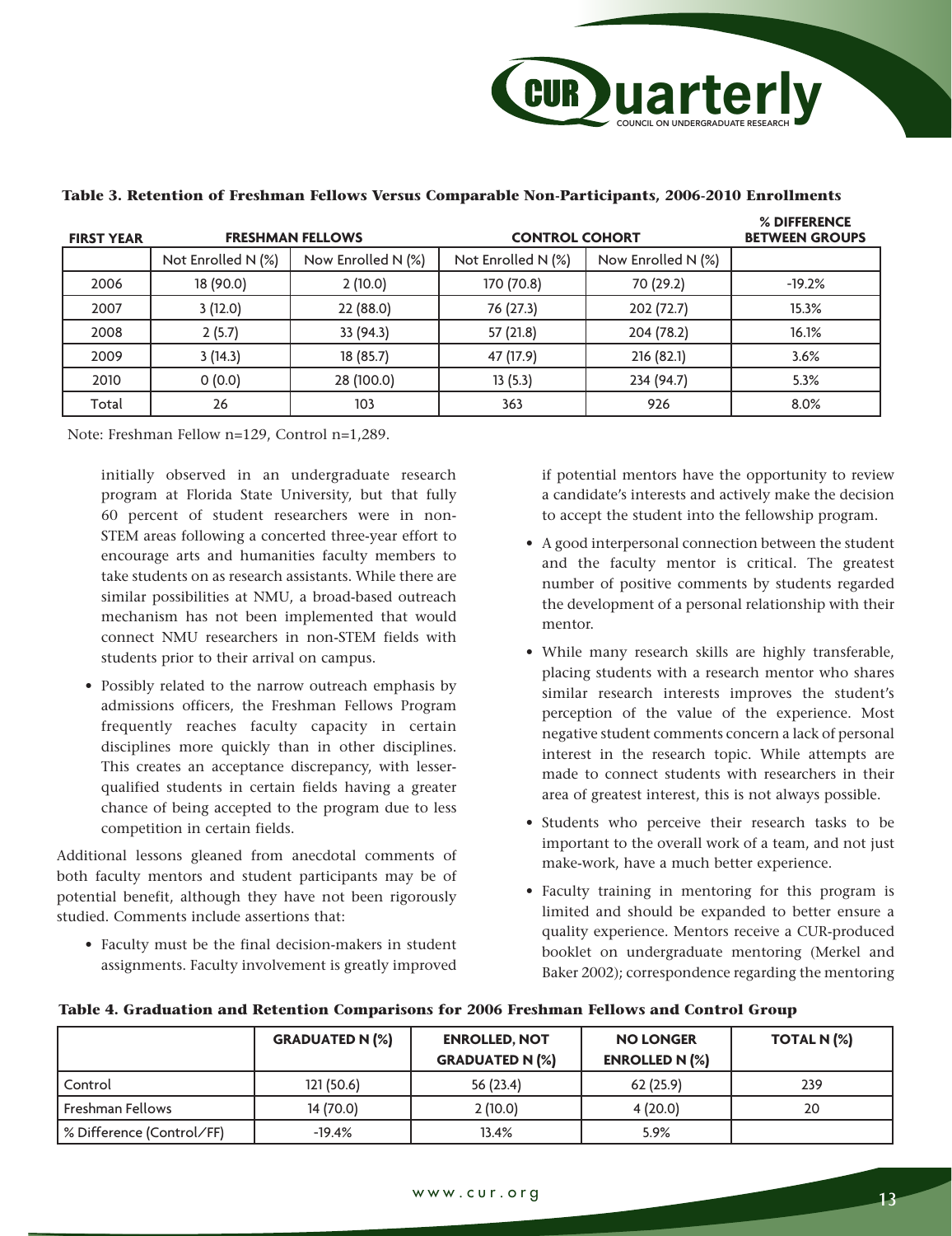**Table 3. Retention of Freshman Fellows Versus Comparable Non-Participants, 2006-2010 Enrollments**

| FIRST YEAR | FRESHMAN FELLOWS | | CONTROL COHORT | | % DIFFERENCE BETWEEN GROUPS |
|---|---|---|---|---|---|
| | Not Enrolled N (%) | Now Enrolled N (%) | Not Enrolled N (%) | Now Enrolled N (%) | |
| 2006 | 18 (90.0) | 2 (10.0) | 170 (70.8) | 70 (29.2) | -19.2% |
| 2007 | 3 (12.0) | 22 (88.0) | 76 (27.3) | 202 (72.7) | 15.3% |
| 2008 | 2 (5.7) | 33 (94.3) | 57 (21.8) | 204 (78.2) | 16.1% |
| 2009 | 3 (14.3) | 18 (85.7) | 47 (17.9) | 216 (82.1) | 3.6% |
| 2010 | 0 (0.0) | 28 (100.0) | 13 (5.3) | 234 (94.7) | 5.3% |
| Total | 26 | 103 | 363 | 926 | 8.0% |

Note: Freshman Fellow n=129, Control n=1,289.

initially observed in an undergraduate research program at Florida State University, but that fully 60 percent of student researchers were in non-STEM areas following a concerted three-year effort to encourage arts and humanities faculty members to take students on as research assistants. While there are similar possibilities at NMU, a broad-based outreach mechanism has not been implemented that would connect NMU researchers in non-STEM fields with students prior to their arrival on campus.

- Possibly related to the narrow outreach emphasis by admissions officers, the Freshman Fellows Program frequently reaches faculty capacity in certain disciplines more quickly than in other disciplines. This creates an acceptance discrepancy, with lesser-qualified students in certain fields having a greater chance of being accepted to the program due to less competition in certain fields.

Additional lessons gleaned from anecdotal comments of both faculty mentors and student participants may be of potential benefit, although they have not been rigorously studied. Comments include assertions that:

- Faculty must be the final decision-makers in student assignments. Faculty involvement is greatly improved if potential mentors have the opportunity to review a candidate's interests and actively make the decision to accept the student into the fellowship program.
- A good interpersonal connection between the student and the faculty mentor is critical. The greatest number of positive comments by students regarded the development of a personal relationship with their mentor.
- While many research skills are highly transferable, placing students with a research mentor who shares similar research interests improves the student's perception of the value of the experience. Most negative student comments concern a lack of personal interest in the research topic. While attempts are made to connect students with researchers in their area of greatest interest, this is not always possible.
- Students who perceive their research tasks to be important to the overall work of a team, and not just make-work, have a much better experience.
- Faculty training in mentoring for this program is limited and should be expanded to better ensure a quality experience. Mentors receive a CUR-produced booklet on undergraduate mentoring (Merkel and Baker 2002); correspondence regarding the mentoring

**Table 4. Graduation and Retention Comparisons for 2006 Freshman Fellows and Control Group**

| | GRADUATED N (%) | ENROLLED, NOT GRADUATED N (%) | NO LONGER ENROLLED N (%) | TOTAL N (%) |
|---|---|---|---|---|
| Control | 121 (50.6) | 56 (23.4) | 62 (25.9) | 239 |
| Freshman Fellows | 14 (70.0) | 2 (10.0) | 4 (20.0) | 20 |
| % Difference (Control/FF) | -19.4% | 13.4% | 5.9% | |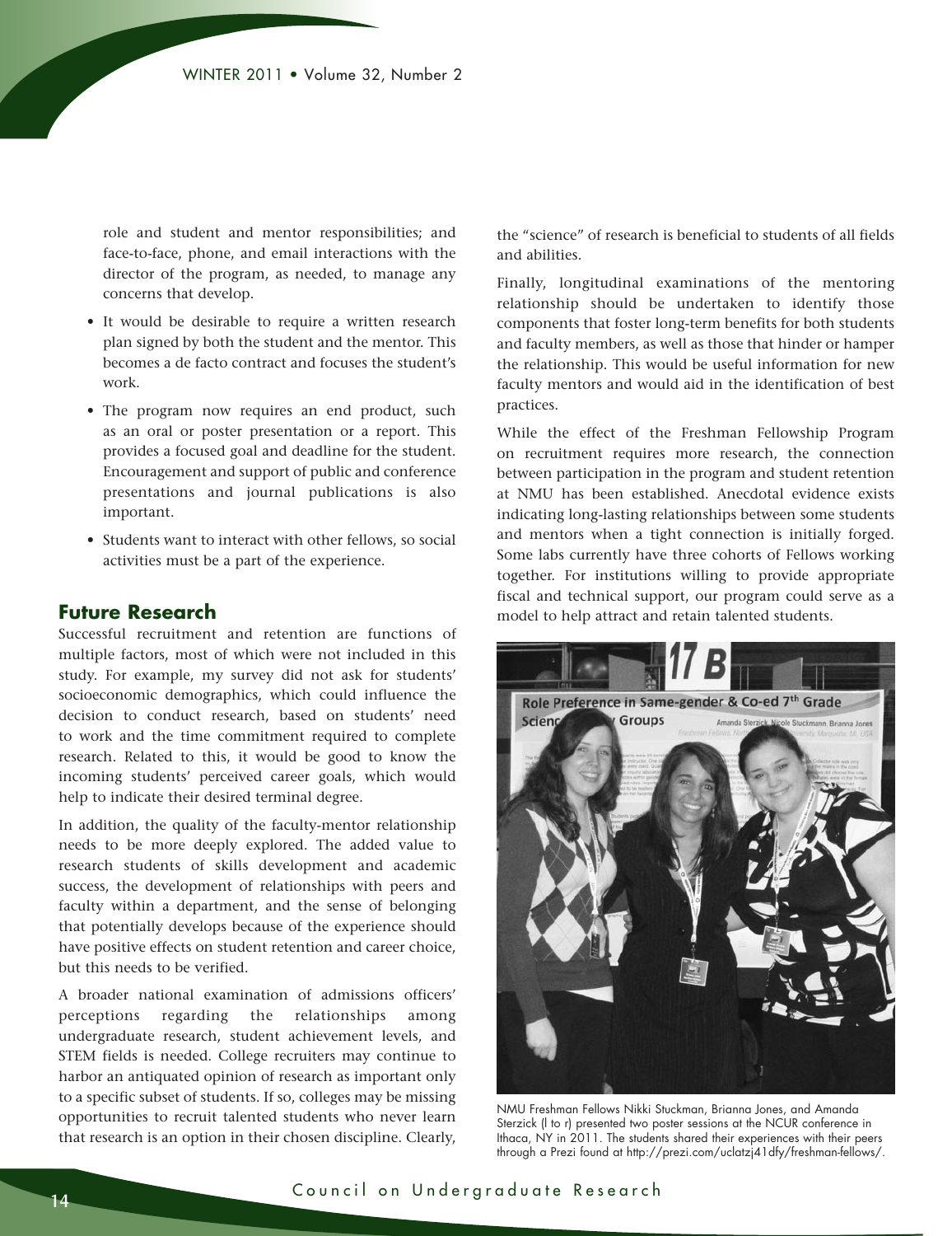role and student and mentor responsibilities; and face-to-face, phone, and email interactions with the director of the program, as needed, to manage any concerns that develop.

- It would be desirable to require a written research plan signed by both the student and the mentor. This becomes a de facto contract and focuses the student's work.
- The program now requires an end product, such as an oral or poster presentation or a report. This provides a focused goal and deadline for the student. Encouragement and support of public and conference presentations and journal publications is also important.
- Students want to interact with other fellows, so social activities must be a part of the experience.

## Future Research

Successful recruitment and retention are functions of multiple factors, most of which were not included in this study. For example, my survey did not ask for students' socioeconomic demographics, which could influence the decision to conduct research, based on students' need to work and the time commitment required to complete research. Related to this, it would be good to know the incoming students' perceived career goals, which would help to indicate their desired terminal degree.

In addition, the quality of the faculty-mentor relationship needs to be more deeply explored. The added value to research students of skills development and academic success, the development of relationships with peers and faculty within a department, and the sense of belonging that potentially develops because of the experience should have positive effects on student retention and career choice, but this needs to be verified.

A broader national examination of admissions officers' perceptions regarding the relationships among undergraduate research, student achievement levels, and STEM fields is needed. College recruiters may continue to harbor an antiquated opinion of research as important only to a specific subset of students. If so, colleges may be missing opportunities to recruit talented students who never learn that research is an option in their chosen discipline. Clearly, the "science" of research is beneficial to students of all fields and abilities.

Finally, longitudinal examinations of the mentoring relationship should be undertaken to identify those components that foster long-term benefits for both students and faculty members, as well as those that hinder or hamper the relationship. This would be useful information for new faculty mentors and would aid in the identification of best practices.

While the effect of the Freshman Fellowship Program on recruitment requires more research, the connection between participation in the program and student retention at NMU has been established. Anecdotal evidence exists indicating long-lasting relationships between some students and mentors when a tight connection is initially forged. Some labs currently have three cohorts of Fellows working together. For institutions willing to provide appropriate fiscal and technical support, our program could serve as a model to help attract and retain talented students.

NMU Freshman Fellows Nikki Stuckman, Brianna Jones, and Amanda Sterzick (l to r) presented two poster sessions at the NCUR conference in Ithaca, NY in 2011. The students shared their experiences with their peers through a Prezi found at http://prezi.com/uclatzj41dfy/freshman-fellows/.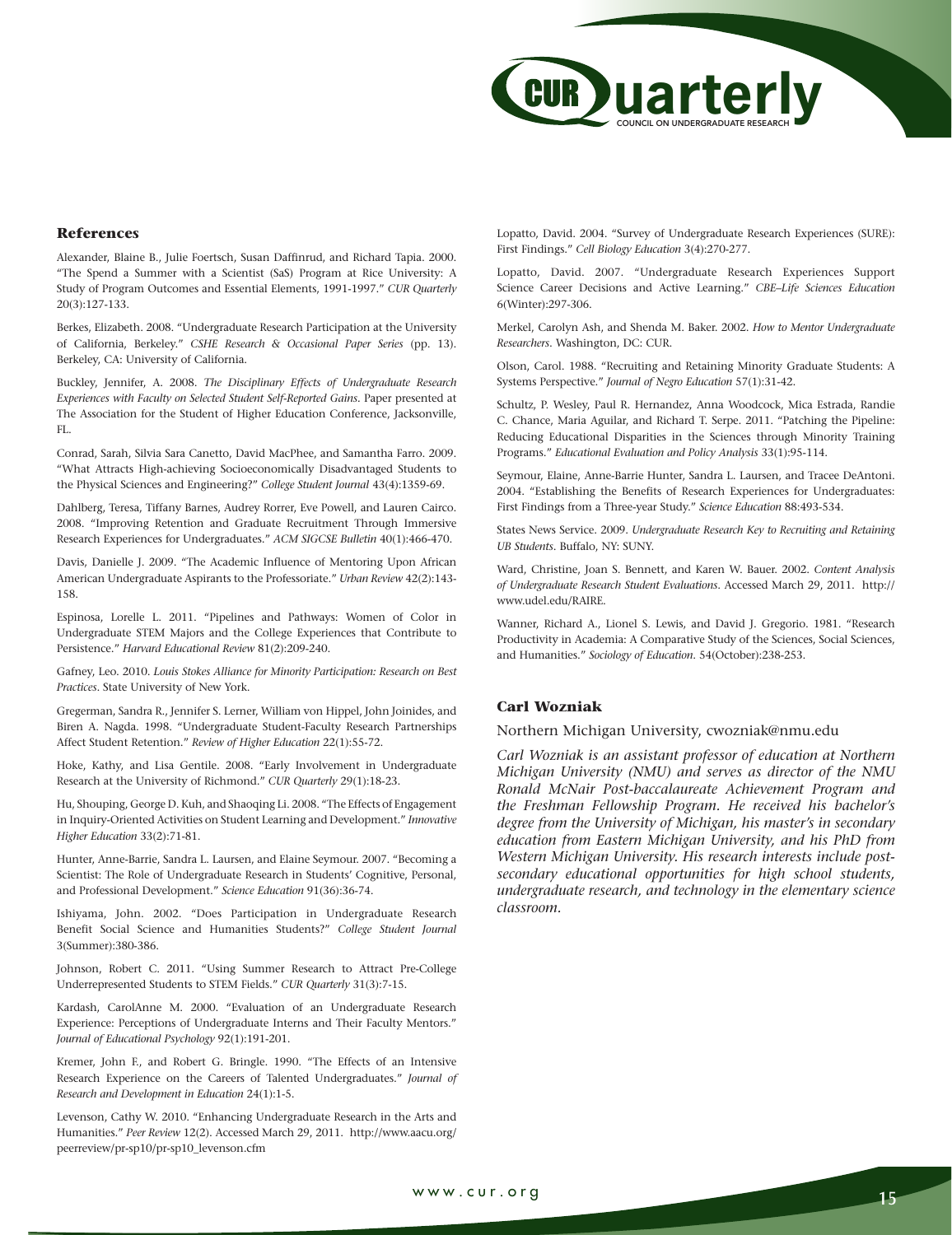## References

Alexander, Blaine B., Julie Foertsch, Susan Daffinrud, and Richard Tapia. 2000. "The Spend a Summer with a Scientist (SaS) Program at Rice University: A Study of Program Outcomes and Essential Elements, 1991-1997." *CUR Quarterly* 20(3):127-133.

Berkes, Elizabeth. 2008. "Undergraduate Research Participation at the University of California, Berkeley." *CSHE Research & Occasional Paper Series* (pp. 13). Berkeley, CA: University of California.

Buckley, Jennifer, A. 2008. *The Disciplinary Effects of Undergraduate Research Experiences with Faculty on Selected Student Self-Reported Gains*. Paper presented at The Association for the Student of Higher Education Conference, Jacksonville, FL.

Conrad, Sarah, Silvia Sara Canetto, David MacPhee, and Samantha Farro. 2009. "What Attracts High-achieving Socioeconomically Disadvantaged Students to the Physical Sciences and Engineering?" *College Student Journal* 43(4):1359-69.

Dahlberg, Teresa, Tiffany Barnes, Audrey Rorrer, Eve Powell, and Lauren Cairco. 2008. "Improving Retention and Graduate Recruitment Through Immersive Research Experiences for Undergraduates." *ACM SIGCSE Bulletin* 40(1):466-470.

Davis, Danielle J. 2009. "The Academic Influence of Mentoring Upon African American Undergraduate Aspirants to the Professoriate." *Urban Review* 42(2):143-158.

Espinosa, Lorelle L. 2011. "Pipelines and Pathways: Women of Color in Undergraduate STEM Majors and the College Experiences that Contribute to Persistence." *Harvard Educational Review* 81(2):209-240.

Gafney, Leo. 2010. *Louis Stokes Alliance for Minority Participation: Research on Best Practices*. State University of New York.

Gregerman, Sandra R., Jennifer S. Lerner, William von Hippel, John Joinides, and Biren A. Nagda. 1998. "Undergraduate Student-Faculty Research Partnerships Affect Student Retention." *Review of Higher Education* 22(1):55-72.

Hoke, Kathy, and Lisa Gentile. 2008. "Early Involvement in Undergraduate Research at the University of Richmond." *CUR Quarterly* 29(1):18-23.

Hu, Shouping, George D. Kuh, and Shaoqing Li. 2008. "The Effects of Engagement in Inquiry-Oriented Activities on Student Learning and Development." *Innovative Higher Education* 33(2):71-81.

Hunter, Anne-Barrie, Sandra L. Laursen, and Elaine Seymour. 2007. "Becoming a Scientist: The Role of Undergraduate Research in Students' Cognitive, Personal, and Professional Development." *Science Education* 91(36):36-74.

Ishiyama, John. 2002. "Does Participation in Undergraduate Research Benefit Social Science and Humanities Students?" *College Student Journal* 3(Summer):380-386.

Johnson, Robert C. 2011. "Using Summer Research to Attract Pre-College Underrepresented Students to STEM Fields." *CUR Quarterly* 31(3):7-15.

Kardash, CarolAnne M. 2000. "Evaluation of an Undergraduate Research Experience: Perceptions of Undergraduate Interns and Their Faculty Mentors." *Journal of Educational Psychology* 92(1):191-201.

Kremer, John F., and Robert G. Bringle. 1990. "The Effects of an Intensive Research Experience on the Careers of Talented Undergraduates." *Journal of Research and Development in Education* 24(1):1-5.

Levenson, Cathy W. 2010. "Enhancing Undergraduate Research in the Arts and Humanities." *Peer Review* 12(2). Accessed March 29, 2011. http://www.aacu.org/peerreview/pr-sp10/pr-sp10_levenson.cfm

Lopatto, David. 2004. "Survey of Undergraduate Research Experiences (SURE): First Findings." *Cell Biology Education* 3(4):270-277.

Lopatto, David. 2007. "Undergraduate Research Experiences Support Science Career Decisions and Active Learning." *CBE–Life Sciences Education* 6(Winter):297-306.

Merkel, Carolyn Ash, and Shenda M. Baker. 2002. *How to Mentor Undergraduate Researchers*. Washington, DC: CUR.

Olson, Carol. 1988. "Recruiting and Retaining Minority Graduate Students: A Systems Perspective." *Journal of Negro Education* 57(1):31-42.

Schultz, P. Wesley, Paul R. Hernandez, Anna Woodcock, Mica Estrada, Randie C. Chance, Maria Aguilar, and Richard T. Serpe. 2011. "Patching the Pipeline: Reducing Educational Disparities in the Sciences through Minority Training Programs." *Educational Evaluation and Policy Analysis* 33(1):95-114.

Seymour, Elaine, Anne-Barrie Hunter, Sandra L. Laursen, and Tracee DeAntoni. 2004. "Establishing the Benefits of Research Experiences for Undergraduates: First Findings from a Three-year Study." *Science Education* 88:493-534.

States News Service. 2009. *Undergraduate Research Key to Recruiting and Retaining UB Students*. Buffalo, NY: SUNY.

Ward, Christine, Joan S. Bennett, and Karen W. Bauer. 2002. *Content Analysis of Undergraduate Research Student Evaluations*. Accessed March 29, 2011. http://www.udel.edu/RAIRE.

Wanner, Richard A., Lionel S. Lewis, and David J. Gregorio. 1981. "Research Productivity in Academia: A Comparative Study of the Sciences, Social Sciences, and Humanities." *Sociology of Education*. 54(October):238-253.

## Carl Wozniak

Northern Michigan University, cwozniak@nmu.edu

*Carl Wozniak is an assistant professor of education at Northern Michigan University (NMU) and serves as director of the NMU Ronald McNair Post-baccalaureate Achievement Program and the Freshman Fellowship Program. He received his bachelor's degree from the University of Michigan, his master's in secondary education from Eastern Michigan University, and his PhD from Western Michigan University. His research interests include post-secondary educational opportunities for high school students, undergraduate research, and technology in the elementary science classroom.*